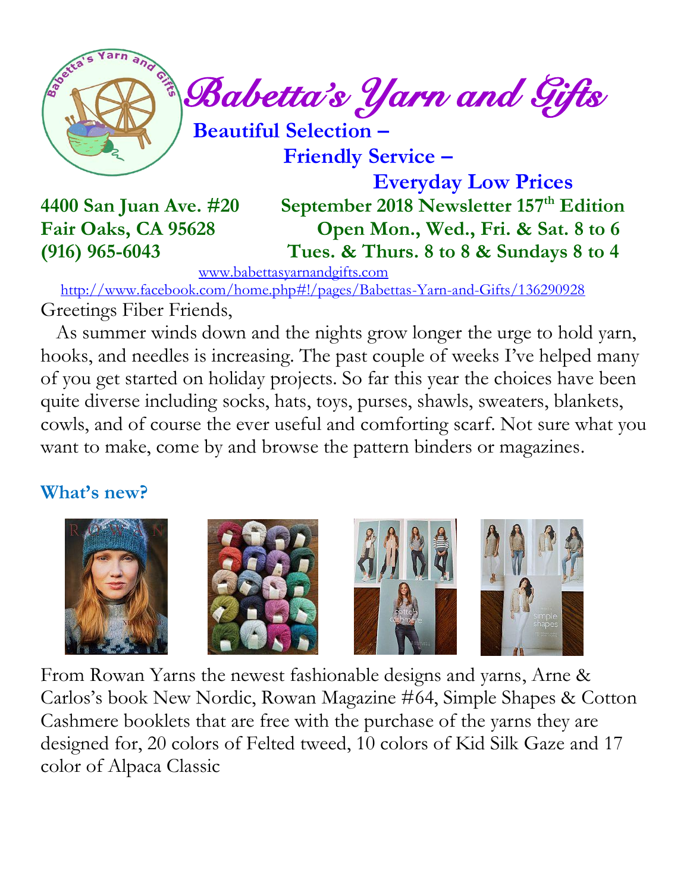# Babetta's Yarn and Gifts

**Beautiful Selection –**

**Friendly Service –**

**Everyday Low Prices**

**4400 San Juan Ave. #20**
**Fair Oaks, CA 95628**
**(916) 965-6043**

**September 2018 Newsletter 157th Edition**
**Open Mon., Wed., Fri. & Sat. 8 to 6**
**Tues. & Thurs. 8 to 8 & Sundays 8 to 4**

www.babettasyarnandgifts.com

http://www.facebook.com/home.php#!/pages/Babettas-Yarn-and-Gifts/136290928

Greetings Fiber Friends,

As summer winds down and the nights grow longer the urge to hold yarn, hooks, and needles is increasing. The past couple of weeks I've helped many of you get started on holiday projects. So far this year the choices have been quite diverse including socks, hats, toys, purses, shawls, sweaters, blankets, cowls, and of course the ever useful and comforting scarf. Not sure what you want to make, come by and browse the pattern binders or magazines.

## What's new?

From Rowan Yarns the newest fashionable designs and yarns, Arne & Carlos's book New Nordic, Rowan Magazine #64, Simple Shapes & Cotton Cashmere booklets that are free with the purchase of the yarns they are designed for, 20 colors of Felted tweed, 10 colors of Kid Silk Gaze and 17 color of Alpaca Classic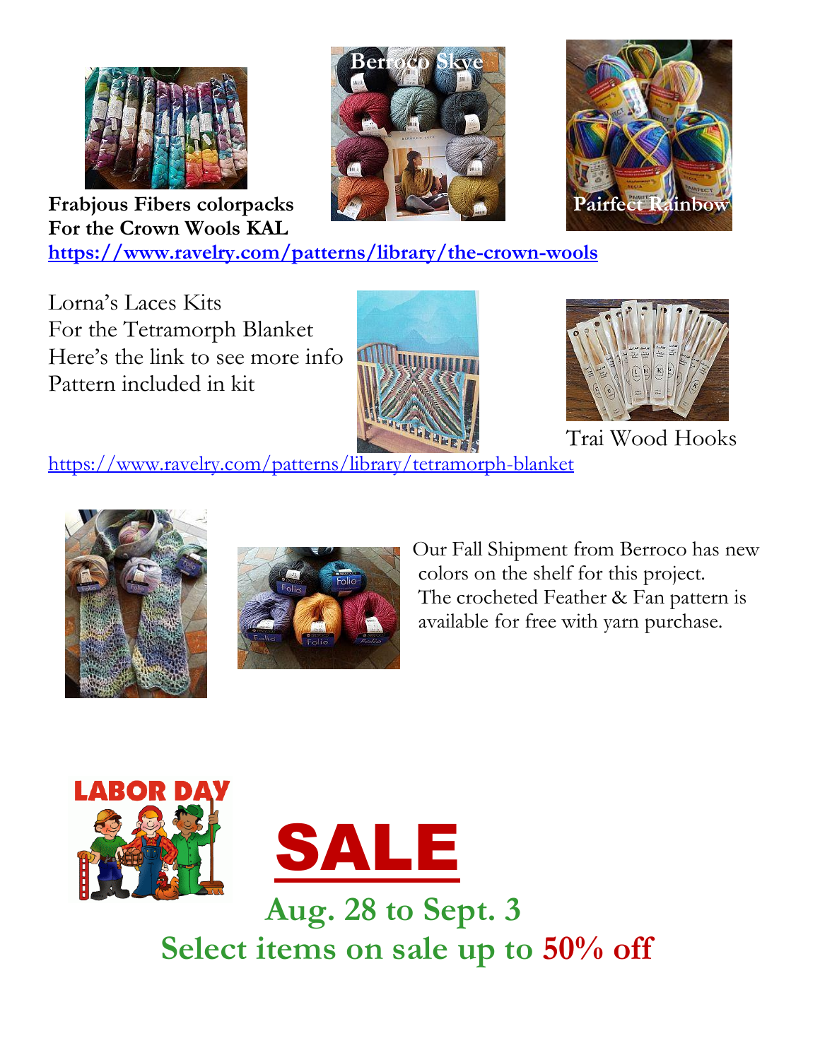**Frabjous Fibers colorpacks**
**For the Crown Wools KAL**
**https://www.ravelry.com/patterns/library/the-crown-wools**

Berroco Skye

Pairfect Rainbow

Lorna's Laces Kits
For the Tetramorph Blanket
Here's the link to see more info
Pattern included in kit

Trai Wood Hooks

https://www.ravelry.com/patterns/library/tetramorph-blanket

Our Fall Shipment from Berroco has new colors on the shelf for this project. The crocheted Feather & Fan pattern is available for free with yarn purchase.

LABOR DAY

# SALE

## Aug. 28 to Sept. 3

## Select items on sale up to 50% off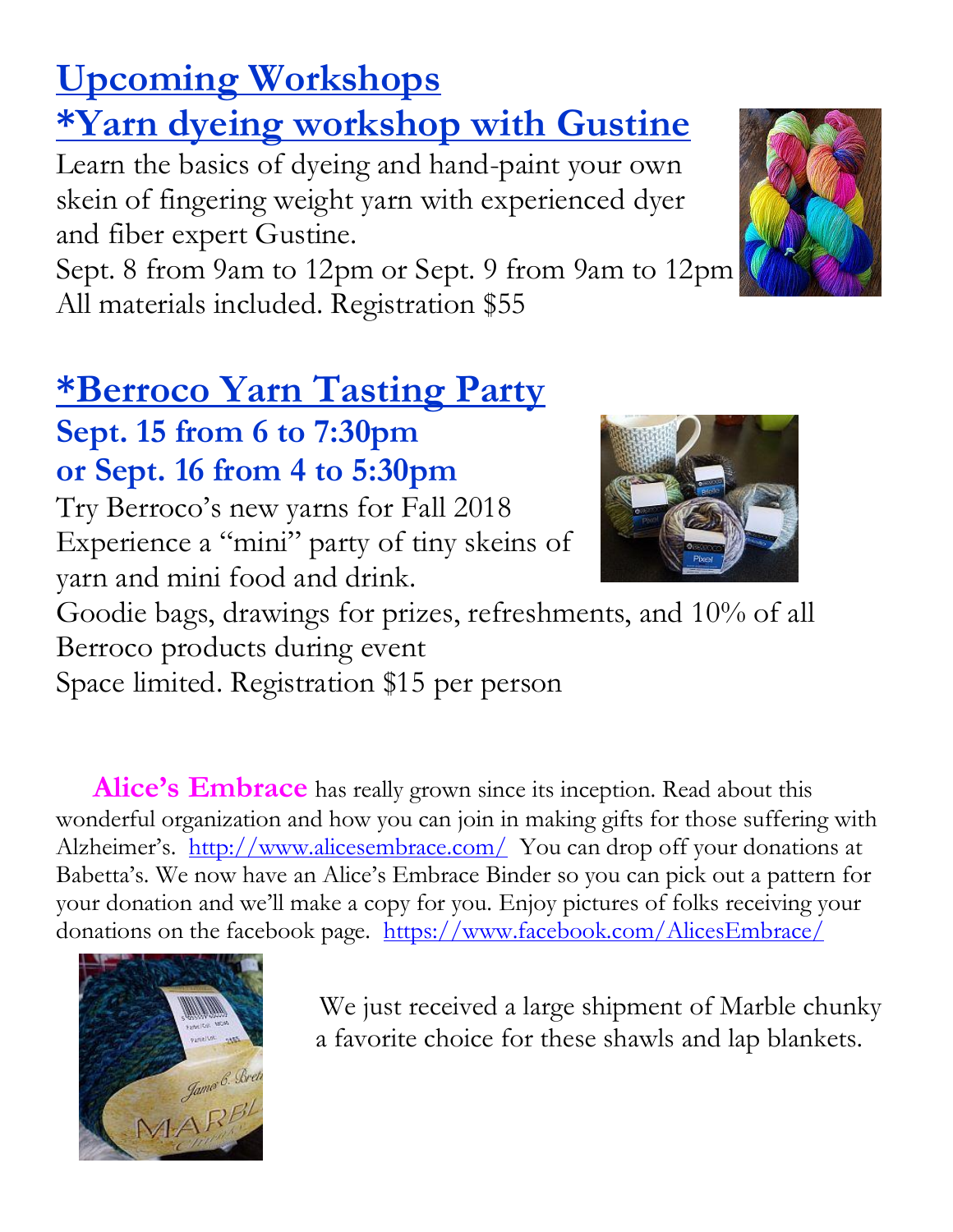# Upcoming Workshops

## *Yarn dyeing workshop with Gustine

Learn the basics of dyeing and hand-paint your own skein of fingering weight yarn with experienced dyer and fiber expert Gustine.

Sept. 8 from 9am to 12pm or Sept. 9 from 9am to 12pm

All materials included. Registration $55

## *Berroco Yarn Tasting Party

**Sept. 15 from 6 to 7:30pm**

**or Sept. 16 from 4 to 5:30pm**

Try Berroco's new yarns for Fall 2018

Experience a "mini" party of tiny skeins of yarn and mini food and drink.

Goodie bags, drawings for prizes, refreshments, and 10% of all Berroco products during event

Space limited. Registration $15 per person

**Alice's Embrace** has really grown since its inception. Read about this wonderful organization and how you can join in making gifts for those suffering with Alzheimer's. http://www.alicesembrace.com/ You can drop off your donations at Babetta's. We now have an Alice's Embrace Binder so you can pick out a pattern for your donation and we'll make a copy for you. Enjoy pictures of folks receiving your donations on the facebook page. https://www.facebook.com/AlicesEmbrace/

We just received a large shipment of Marble chunky a favorite choice for these shawls and lap blankets.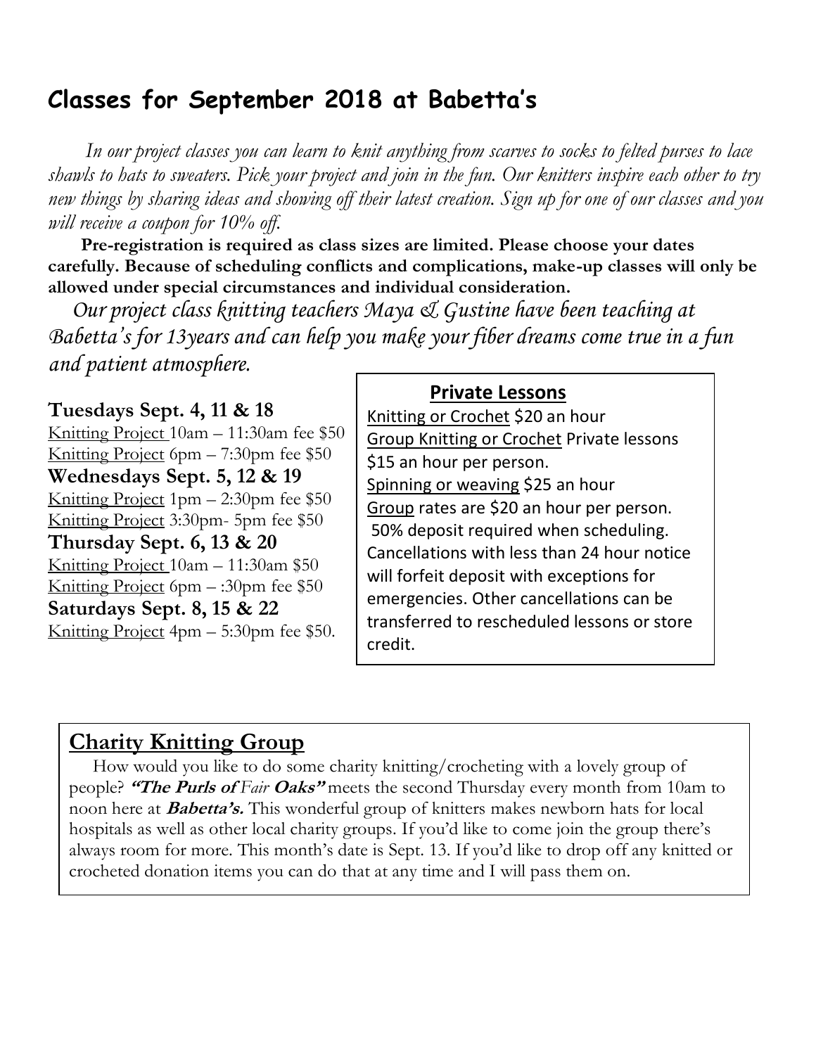## Classes for September 2018 at Babetta's

*In our project classes you can learn to knit anything from scarves to socks to felted purses to lace shawls to hats to sweaters. Pick your project and join in the fun. Our knitters inspire each other to try new things by sharing ideas and showing off their latest creation. Sign up for one of our classes and you will receive a coupon for 10% off.*

**Pre-registration is required as class sizes are limited. Please choose your dates carefully. Because of scheduling conflicts and complications, make-up classes will only be allowed under special circumstances and individual consideration.**

*Our project class knitting teachers Maya & Gustine have been teaching at Babetta's for 13years and can help you make your fiber dreams come true in a fun and patient atmosphere.*

**Tuesdays Sept. 4, 11 & 18**
Knitting Project 10am – 11:30am fee $50
Knitting Project 6pm – 7:30pm fee $50

**Wednesdays Sept. 5, 12 & 19**
Knitting Project 1pm – 2:30pm fee $50
Knitting Project 3:30pm- 5pm fee $50

**Thursday Sept. 6, 13 & 20**
Knitting Project 10am – 11:30am $50
Knitting Project 6pm – :30pm fee $50

**Saturdays Sept. 8, 15 & 22**
Knitting Project 4pm – 5:30pm fee $50.

### Private Lessons

Knitting or Crochet $20 an hour
Group Knitting or Crochet Private lessons $15 an hour per person.
Spinning or weaving $25 an hour
Group rates are $20 an hour per person.
50% deposit required when scheduling. Cancellations with less than 24 hour notice will forfeit deposit with exceptions for emergencies. Other cancellations can be transferred to rescheduled lessons or store credit.

## Charity Knitting Group

How would you like to do some charity knitting/crocheting with a lovely group of people? ***"The Purls of** Fair **Oaks"*** meets the second Thursday every month from 10am to noon here at ***Babetta's.*** This wonderful group of knitters makes newborn hats for local hospitals as well as other local charity groups. If you'd like to come join the group there's always room for more. This month's date is Sept. 13. If you'd like to drop off any knitted or crocheted donation items you can do that at any time and I will pass them on.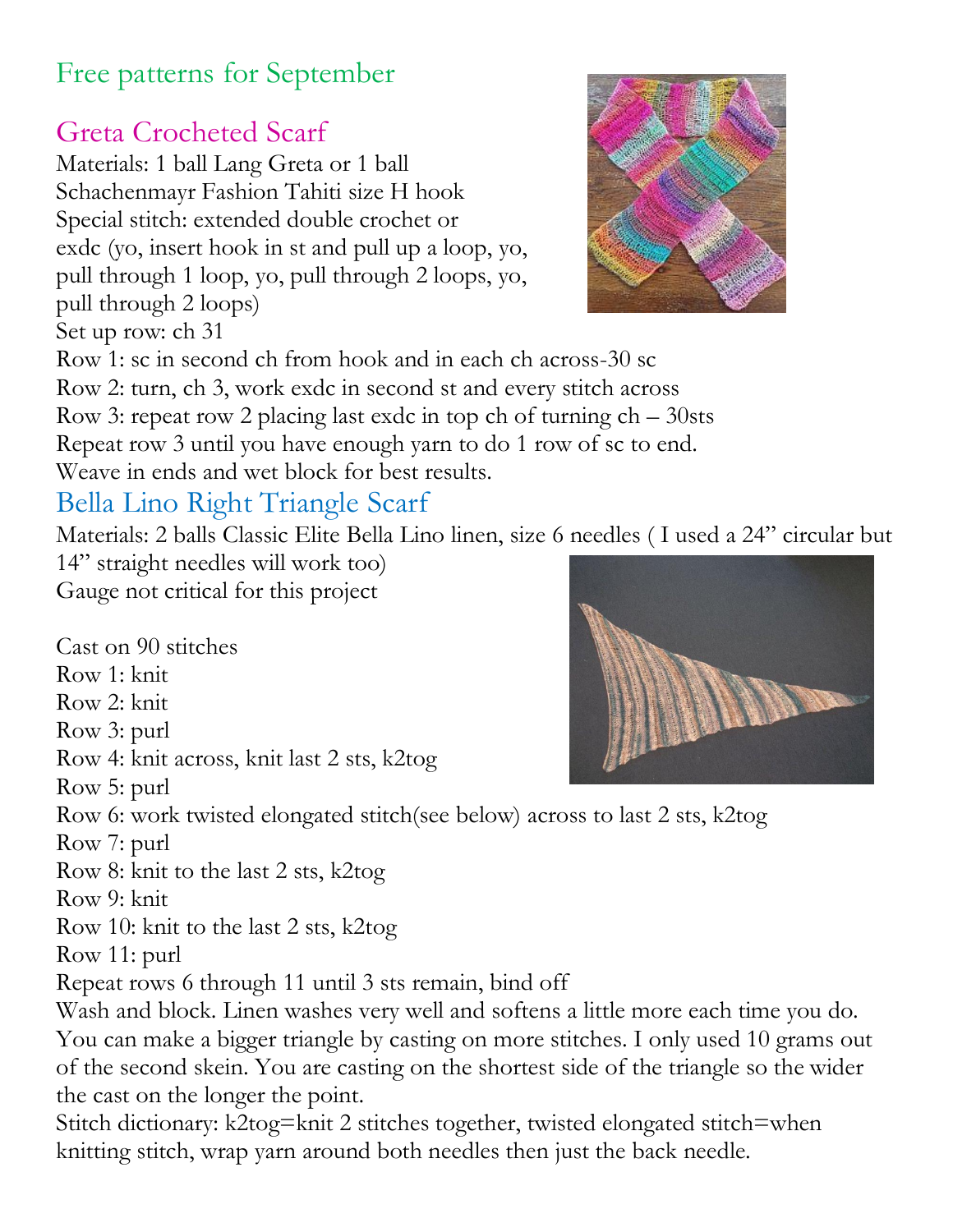# Free patterns for September

## Greta Crocheted Scarf

Materials: 1 ball Lang Greta or 1 ball Schachenmayr Fashion Tahiti size H hook
Special stitch: extended double crochet or exdc (yo, insert hook in st and pull up a loop, yo, pull through 1 loop, yo, pull through 2 loops, yo, pull through 2 loops)
Set up row: ch 31
Row 1: sc in second ch from hook and in each ch across-30 sc
Row 2: turn, ch 3, work exdc in second st and every stitch across
Row 3: repeat row 2 placing last exdc in top ch of turning ch – 30sts
Repeat row 3 until you have enough yarn to do 1 row of sc to end.
Weave in ends and wet block for best results.

## Bella Lino Right Triangle Scarf

Materials: 2 balls Classic Elite Bella Lino linen, size 6 needles ( I used a 24" circular but 14" straight needles will work too)
Gauge not critical for this project

Cast on 90 stitches
Row 1: knit
Row 2: knit
Row 3: purl
Row 4: knit across, knit last 2 sts, k2tog
Row 5: purl
Row 6: work twisted elongated stitch(see below) across to last 2 sts, k2tog
Row 7: purl
Row 8: knit to the last 2 sts, k2tog
Row 9: knit
Row 10: knit to the last 2 sts, k2tog
Row 11: purl
Repeat rows 6 through 11 until 3 sts remain, bind off
Wash and block. Linen washes very well and softens a little more each time you do. You can make a bigger triangle by casting on more stitches. I only used 10 grams out of the second skein. You are casting on the shortest side of the triangle so the wider the cast on the longer the point.
Stitch dictionary: k2tog=knit 2 stitches together, twisted elongated stitch=when knitting stitch, wrap yarn around both needles then just the back needle.